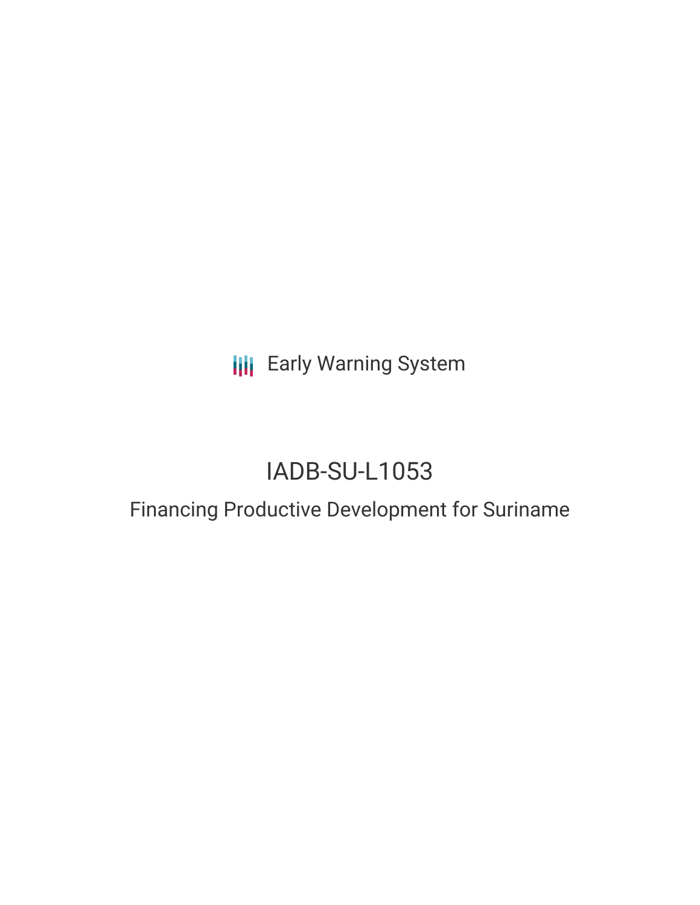Early Warning System

# IADB-SU-L1053

## Financing Productive Development for Suriname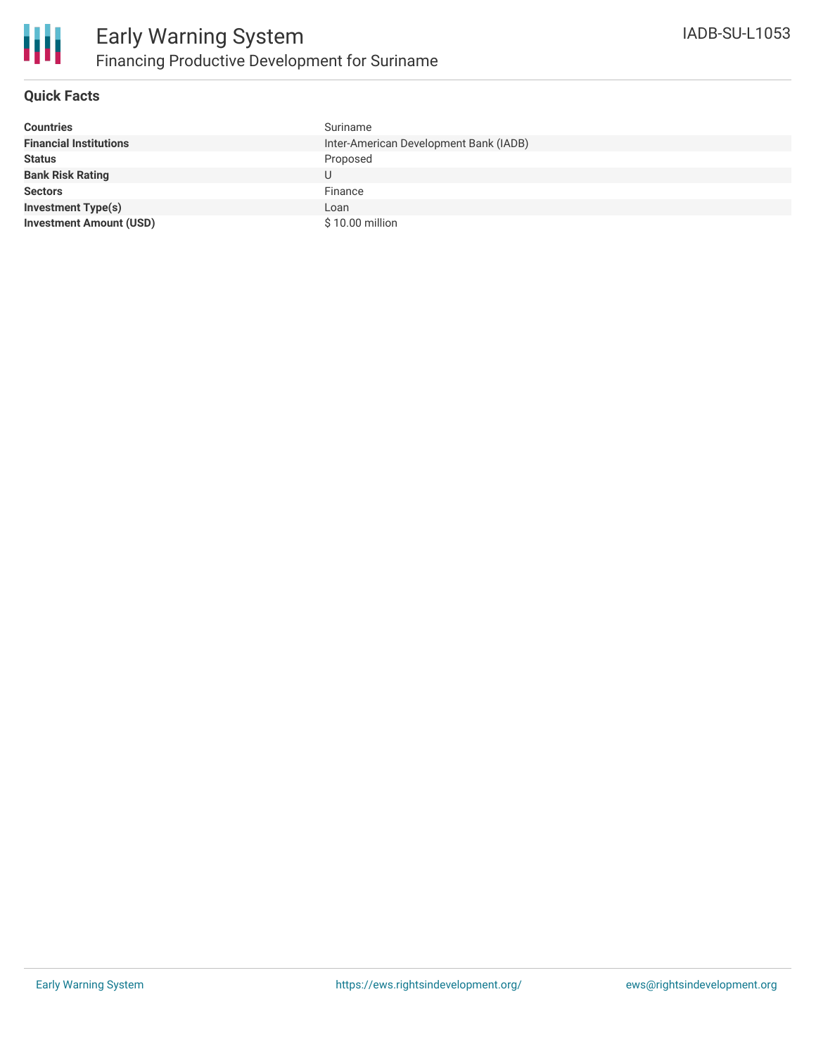# Early Warning System

## Financing Productive Development for Suriname

IADB-SU-L1053

### Quick Facts

| | |
|---|---|
| **Countries** | Suriname |
| **Financial Institutions** | Inter-American Development Bank (IADB) |
| **Status** | Proposed |
| **Bank Risk Rating** | U |
| **Sectors** | Finance |
| **Investment Type(s)** | Loan |
| **Investment Amount (USD)** | $ 10.00 million |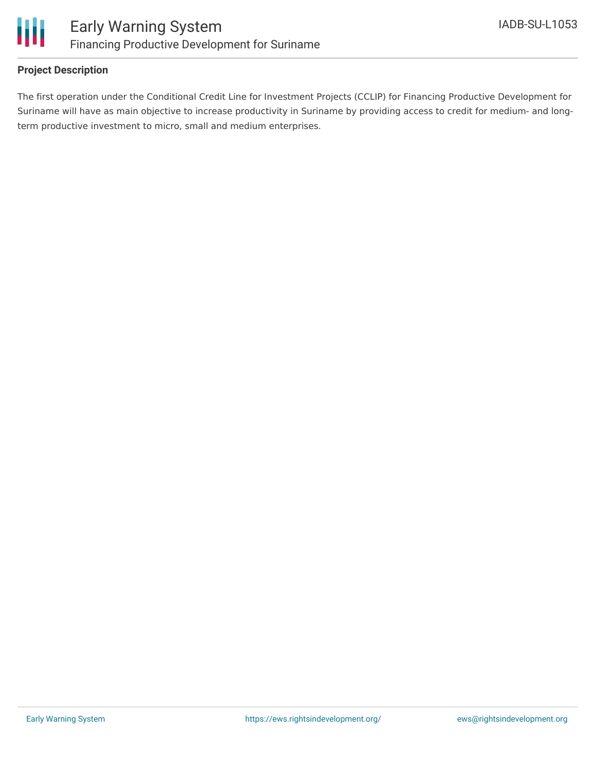**Project Description**

The first operation under the Conditional Credit Line for Investment Projects (CCLIP) for Financing Productive Development for Suriname will have as main objective to increase productivity in Suriname by providing access to credit for medium- and long-term productive investment to micro, small and medium enterprises.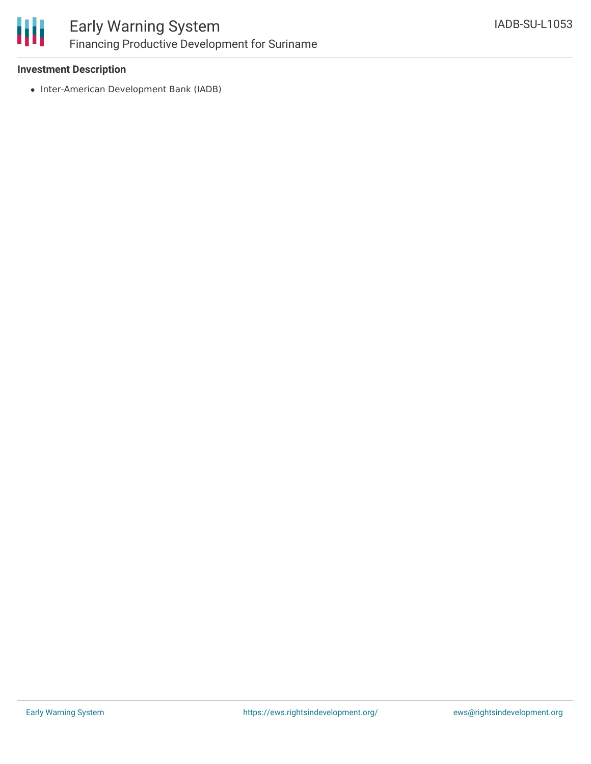### Investment Description

- Inter-American Development Bank (IADB)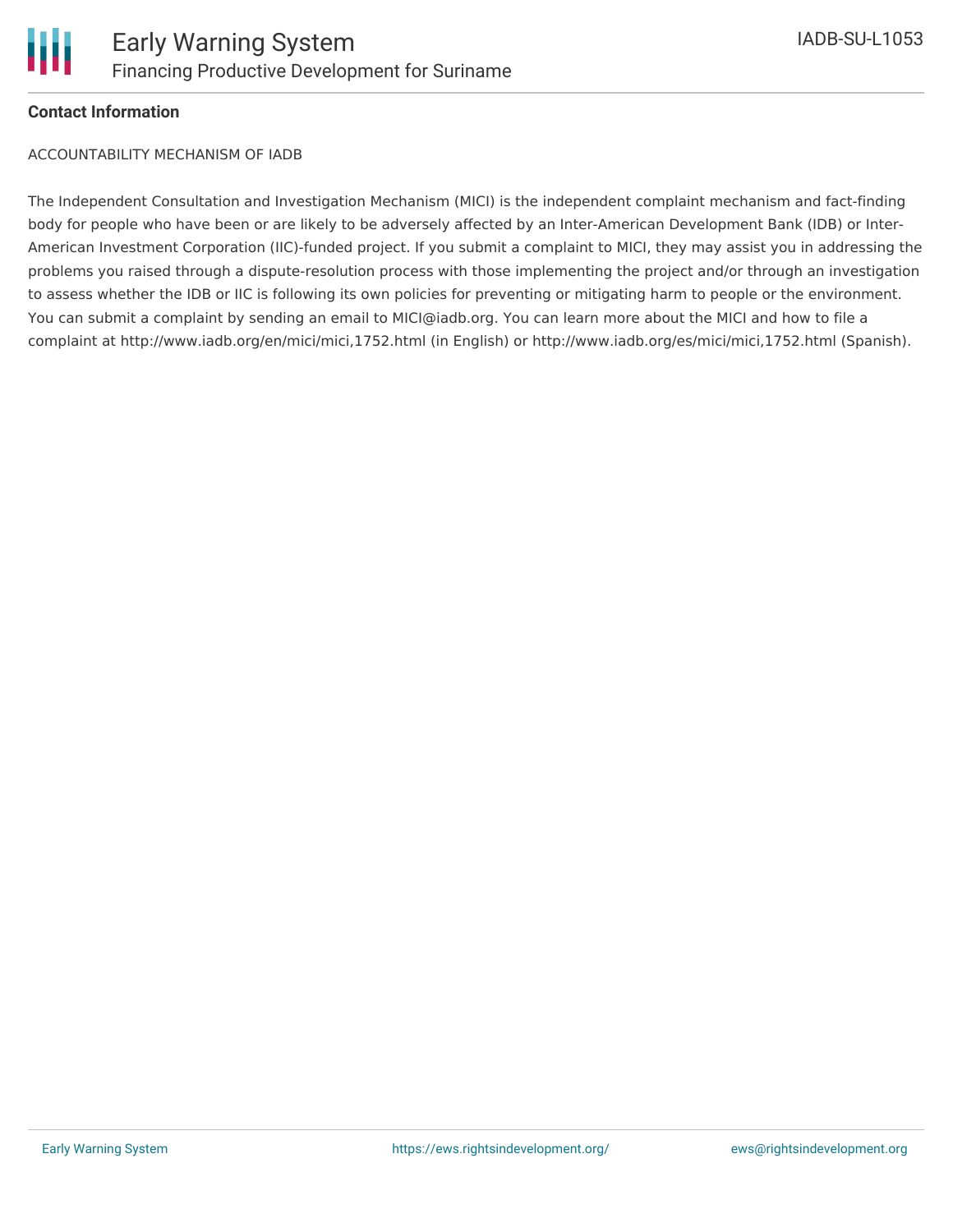**Contact Information**

ACCOUNTABILITY MECHANISM OF IADB

The Independent Consultation and Investigation Mechanism (MICI) is the independent complaint mechanism and fact-finding body for people who have been or are likely to be adversely affected by an Inter-American Development Bank (IDB) or Inter-American Investment Corporation (IIC)-funded project. If you submit a complaint to MICI, they may assist you in addressing the problems you raised through a dispute-resolution process with those implementing the project and/or through an investigation to assess whether the IDB or IIC is following its own policies for preventing or mitigating harm to people or the environment. You can submit a complaint by sending an email to MICI@iadb.org. You can learn more about the MICI and how to file a complaint at http://www.iadb.org/en/mici/mici,1752.html (in English) or http://www.iadb.org/es/mici/mici,1752.html (Spanish).